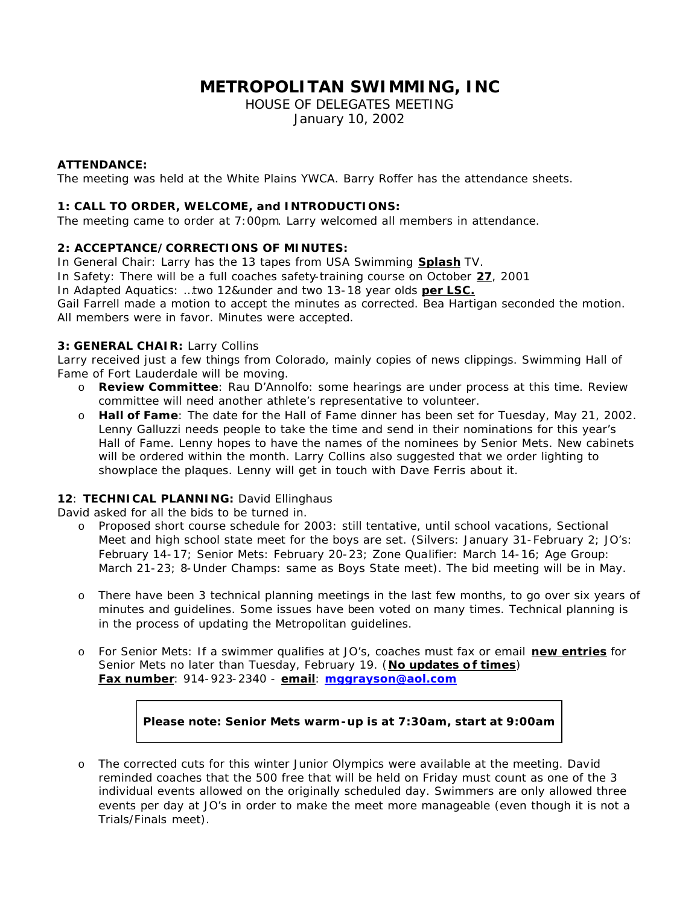# METROPOLITAN SWIMMING, INC

HOUSE OF DELEGATES MEETING
January 10, 2002

**ATTENDANCE:**
The meeting was held at the White Plains YWCA. Barry Roffer has the attendance sheets.

**1: CALL TO ORDER, WELCOME, and INTRODUCTIONS:**
The meeting came to order at 7:00pm. Larry welcomed all members in attendance.

**2: ACCEPTANCE/CORRECTIONS OF MINUTES:**
In General Chair: Larry has the 13 tapes from USA Swimming **Splash** TV.
In Safety: There will be a full coaches safety-training course on October **27**, 2001
In Adapted Aquatics: …two 12&under and two 13-18 year olds **per LSC.**
Gail Farrell made a motion to accept the minutes as corrected. Bea Hartigan seconded the motion. All members were in favor. Minutes were accepted.

**3: GENERAL CHAIR:** Larry Collins
Larry received just a few things from Colorado, mainly copies of news clippings. Swimming Hall of Fame of Fort Lauderdale will be moving.

- **Review Committee**: Rau D'Annolfo: some hearings are under process at this time. Review committee will need another athlete's representative to volunteer.
- **Hall of Fame**: The date for the Hall of Fame dinner has been set for Tuesday, May 21, 2002. Lenny Galluzzi needs people to take the time and send in their nominations for this year's Hall of Fame. Lenny hopes to have the names of the nominees by Senior Mets. New cabinets will be ordered within the month. Larry Collins also suggested that we order lighting to showplace the plaques. Lenny will get in touch with Dave Ferris about it.

**12**: **TECHNICAL PLANNING:** David Ellinghaus
David asked for all the bids to be turned in.

- Proposed short course schedule for 2003: still tentative, until school vacations, Sectional Meet and high school state meet for the boys are set. (Silvers: January 31-February 2; JO's: February 14-17; Senior Mets: February 20-23; Zone Qualifier: March 14-16; Age Group: March 21-23; 8-Under Champs: same as Boys State meet). The bid meeting will be in May.

- There have been 3 technical planning meetings in the last few months, to go over six years of minutes and guidelines. Some issues have been voted on many times. Technical planning is in the process of updating the Metropolitan guidelines.

- For Senior Mets: If a swimmer qualifies at JO's, coaches must fax or email **new entries** for Senior Mets no later than Tuesday, February 19. (**No updates of times**)
  **Fax number**: 914-923-2340 - **email**: **mggrayson@aol.com**

  **Please note: Senior Mets warm-up is at 7:30am, start at 9:00am**

- The corrected cuts for this winter Junior Olympics were available at the meeting. David reminded coaches that the 500 free that will be held on Friday must count as one of the 3 individual events allowed on the originally scheduled day. Swimmers are only allowed three events per day at JO's in order to make the meet more manageable (even though it is not a Trials/Finals meet).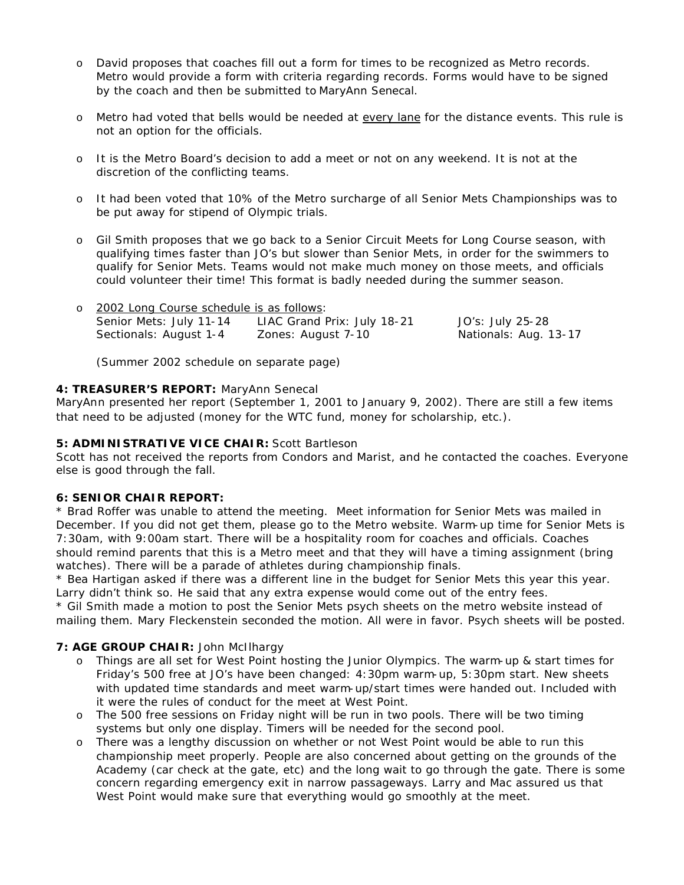- David proposes that coaches fill out a form for times to be recognized as Metro records. Metro would provide a form with criteria regarding records. Forms would have to be signed by the coach and then be submitted to MaryAnn Senecal.

- Metro had voted that bells would be needed at <u>every lane</u> for the distance events. This rule is not an option for the officials.

- It is the Metro Board's decision to add a meet or not on any weekend. It is not at the discretion of the conflicting teams.

- It had been voted that 10% of the Metro surcharge of all Senior Mets Championships was to be put away for stipend of Olympic trials.

- Gil Smith proposes that we go back to a Senior Circuit Meets for Long Course season, with qualifying times faster than JO's but slower than Senior Mets, in order for the swimmers to qualify for Senior Mets. Teams would not make much money on those meets, and officials could volunteer their time! This format is badly needed during the summer season.

- <u>2002 Long Course schedule is as follows</u>:

| | | |
|---|---|---|
| Senior Mets: July 11-14 | LIAC Grand Prix: July 18-21 | JO's: July 25-28 |
| Sectionals: August 1-4 | Zones: August 7-10 | Nationals: Aug. 13-17 |

  (Summer 2002 schedule on separate page)

**4: TREASURER'S REPORT:** MaryAnn Senecal
MaryAnn presented her report (September 1, 2001 to January 9, 2002). There are still a few items that need to be adjusted (money for the WTC fund, money for scholarship, etc.).

**5: ADMINISTRATIVE VICE CHAIR:** Scott Bartleson
Scott has not received the reports from Condors and Marist, and he contacted the coaches. Everyone else is good through the fall.

**6: SENIOR CHAIR REPORT:**
* Brad Roffer was unable to attend the meeting. Meet information for Senior Mets was mailed in December. If you did not get them, please go to the Metro website. Warm-up time for Senior Mets is 7:30am, with 9:00am start. There will be a hospitality room for coaches and officials. Coaches should remind parents that this is a Metro meet and that they will have a timing assignment (bring watches). There will be a parade of athletes during championship finals.
* Bea Hartigan asked if there was a different line in the budget for Senior Mets this year this year. Larry didn't think so. He said that any extra expense would come out of the entry fees.
* Gil Smith made a motion to post the Senior Mets psych sheets on the metro website instead of mailing them. Mary Fleckenstein seconded the motion. All were in favor. Psych sheets will be posted.

**7: AGE GROUP CHAIR:** John McIlhargy
- Things are all set for West Point hosting the Junior Olympics. The warm-up & start times for Friday's 500 free at JO's have been changed: 4:30pm warm-up, 5:30pm start. New sheets with updated time standards and meet warm-up/start times were handed out. Included with it were the rules of conduct for the meet at West Point.
- The 500 free sessions on Friday night will be run in two pools. There will be two timing systems but only one display. Timers will be needed for the second pool.
- There was a lengthy discussion on whether or not West Point would be able to run this championship meet properly. People are also concerned about getting on the grounds of the Academy (car check at the gate, etc) and the long wait to go through the gate. There is some concern regarding emergency exit in narrow passageways. Larry and Mac assured us that West Point would make sure that everything would go smoothly at the meet.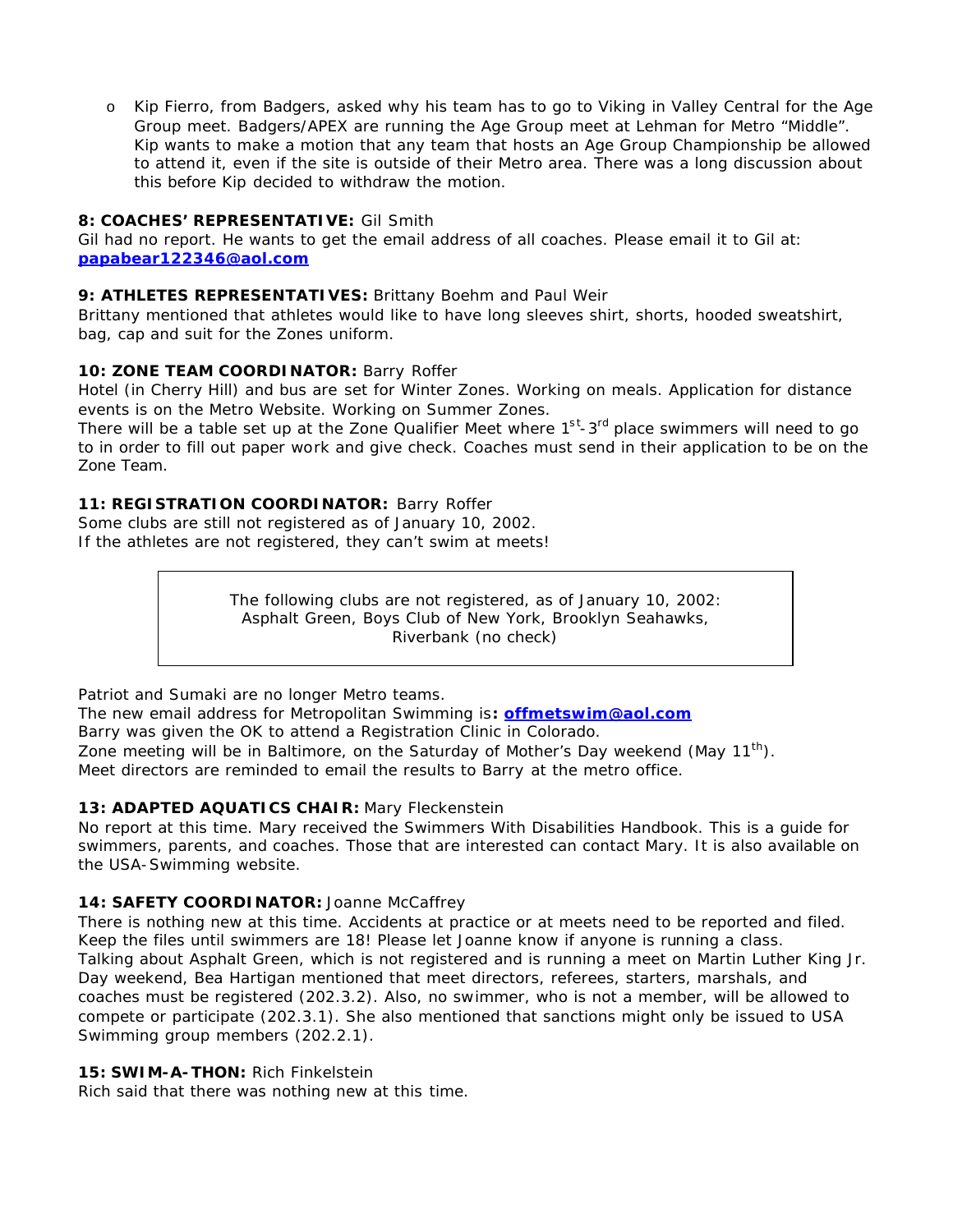- Kip Fierro, from Badgers, asked why his team has to go to Viking in Valley Central for the Age Group meet. Badgers/APEX are running the Age Group meet at Lehman for Metro "Middle". Kip wants to make a motion that any team that hosts an Age Group Championship be allowed to attend it, even if the site is outside of their Metro area. There was a long discussion about this before Kip decided to withdraw the motion.

**8: COACHES' REPRESENTATIVE:** Gil Smith
Gil had no report. He wants to get the email address of all coaches. Please email it to Gil at: **papabear122346@aol.com**

**9: ATHLETES REPRESENTATIVES:** Brittany Boehm and Paul Weir
Brittany mentioned that athletes would like to have long sleeves shirt, shorts, hooded sweatshirt, bag, cap and suit for the Zones uniform.

**10: ZONE TEAM COORDINATOR:** Barry Roffer
Hotel (in Cherry Hill) and bus are set for Winter Zones. Working on meals. Application for distance events is on the Metro Website. Working on Summer Zones.
There will be a table set up at the Zone Qualifier Meet where 1st-3rd place swimmers will need to go to in order to fill out paper work and give check. Coaches must send in their application to be on the Zone Team.

**11: REGISTRATION COORDINATOR:** Barry Roffer
Some clubs are still not registered as of January 10, 2002.
If the athletes are not registered, they can't swim at meets!

> The following clubs are not registered, as of January 10, 2002:
> Asphalt Green, Boys Club of New York, Brooklyn Seahawks,
> Riverbank (no check)

Patriot and Sumaki are no longer Metro teams.
The new email address for Metropolitan Swimming is**: offmetswim@aol.com**
Barry was given the OK to attend a Registration Clinic in Colorado.
Zone meeting will be in Baltimore, on the Saturday of Mother's Day weekend (May 11th).
Meet directors are reminded to email the results to Barry at the metro office.

**13: ADAPTED AQUATICS CHAIR:** Mary Fleckenstein
No report at this time. Mary received the Swimmers With Disabilities Handbook. This is a guide for swimmers, parents, and coaches. Those that are interested can contact Mary. It is also available on the USA-Swimming website.

**14: SAFETY COORDINATOR:** Joanne McCaffrey
There is nothing new at this time. Accidents at practice or at meets need to be reported and filed. Keep the files until swimmers are 18! Please let Joanne know if anyone is running a class.
Talking about Asphalt Green, which is not registered and is running a meet on Martin Luther King Jr. Day weekend, Bea Hartigan mentioned that meet directors, referees, starters, marshals, and coaches must be registered (202.3.2). Also, no swimmer, who is not a member, will be allowed to compete or participate (202.3.1). She also mentioned that sanctions might only be issued to USA Swimming group members (202.2.1).

**15: SWIM-A-THON:** Rich Finkelstein
Rich said that there was nothing new at this time.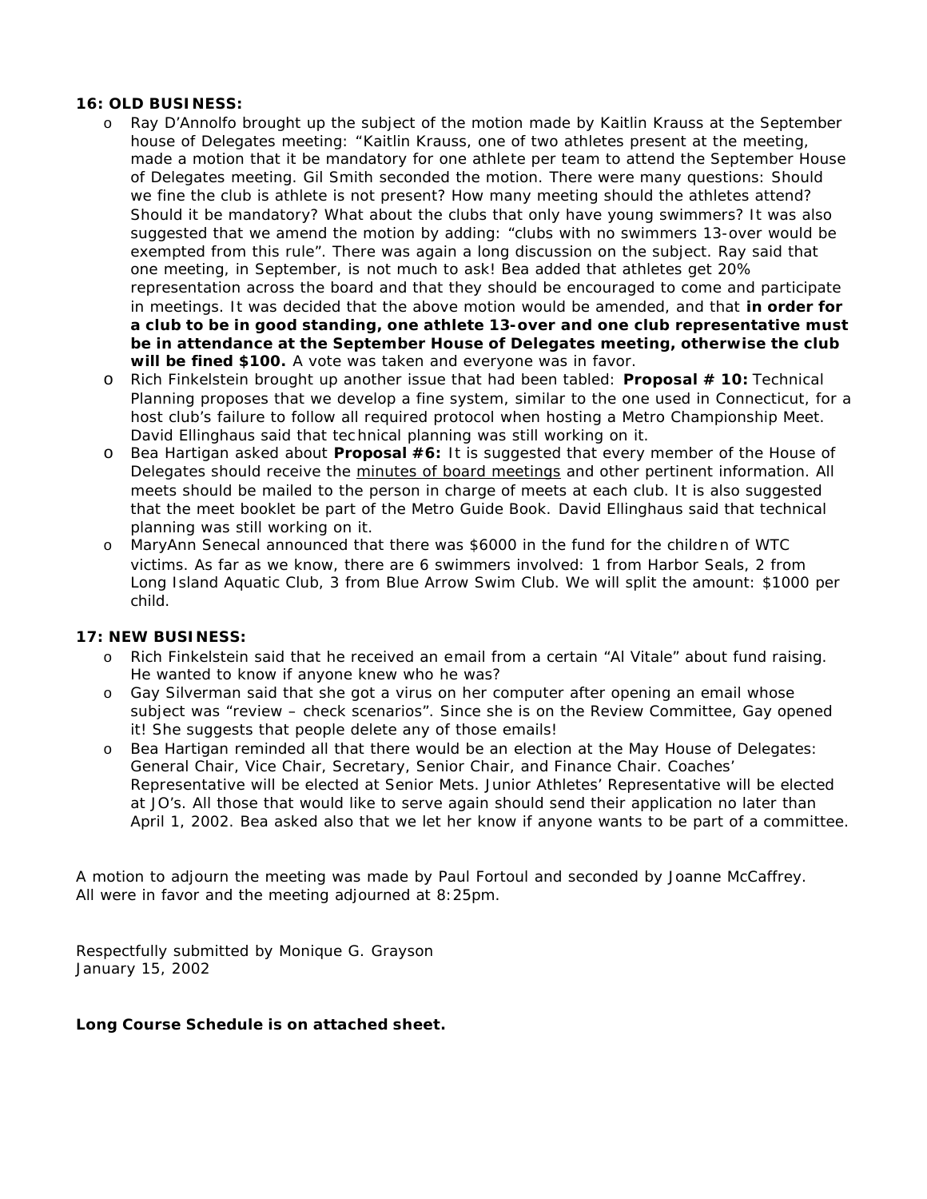**16: OLD BUSINESS:**

- Ray D'Annolfo brought up the subject of the motion made by Kaitlin Krauss at the September house of Delegates meeting: "Kaitlin Krauss, one of two athletes present at the meeting, made a motion that it be mandatory for one athlete per team to attend the September House of Delegates meeting. Gil Smith seconded the motion. There were many questions: Should we fine the club is athlete is not present? How many meeting should the athletes attend? Should it be mandatory? What about the clubs that only have young swimmers? It was also suggested that we amend the motion by adding: "clubs with no swimmers 13-over would be exempted from this rule". There was again a long discussion on the subject. Ray said that one meeting, in September, is not much to ask! Bea added that athletes get 20% representation across the board and that they should be encouraged to come and participate in meetings. It was decided that the above motion would be amended, and that **in order for a club to be in good standing, one athlete 13-over and one club representative must be in attendance at the September House of Delegates meeting, otherwise the club will be fined $100.** A vote was taken and everyone was in favor.
- Rich Finkelstein brought up another issue that had been tabled: **Proposal # 10:** Technical Planning proposes that we develop a fine system, similar to the one used in Connecticut, for a host club's failure to follow all required protocol when hosting a Metro Championship Meet. David Ellinghaus said that technical planning was still working on it.
- Bea Hartigan asked about **Proposal #6:** It is suggested that every member of the House of Delegates should receive the minutes of board meetings and other pertinent information. All meets should be mailed to the person in charge of meets at each club. It is also suggested that the meet booklet be part of the Metro Guide Book. David Ellinghaus said that technical planning was still working on it.
- MaryAnn Senecal announced that there was $6000 in the fund for the children of WTC victims. As far as we know, there are 6 swimmers involved: 1 from Harbor Seals, 2 from Long Island Aquatic Club, 3 from Blue Arrow Swim Club. We will split the amount: $1000 per child.

**17: NEW BUSINESS:**

- Rich Finkelstein said that he received an email from a certain "Al Vitale" about fund raising. He wanted to know if anyone knew who he was?
- Gay Silverman said that she got a virus on her computer after opening an email whose subject was "review – check scenarios". Since she is on the Review Committee, Gay opened it! She suggests that people delete any of those emails!
- Bea Hartigan reminded all that there would be an election at the May House of Delegates: General Chair, Vice Chair, Secretary, Senior Chair, and Finance Chair. Coaches' Representative will be elected at Senior Mets. Junior Athletes' Representative will be elected at JO's. All those that would like to serve again should send their application no later than April 1, 2002. Bea asked also that we let her know if anyone wants to be part of a committee.

A motion to adjourn the meeting was made by Paul Fortoul and seconded by Joanne McCaffrey. All were in favor and the meeting adjourned at 8:25pm.

Respectfully submitted by Monique G. Grayson
January 15, 2002

**Long Course Schedule is on attached sheet.**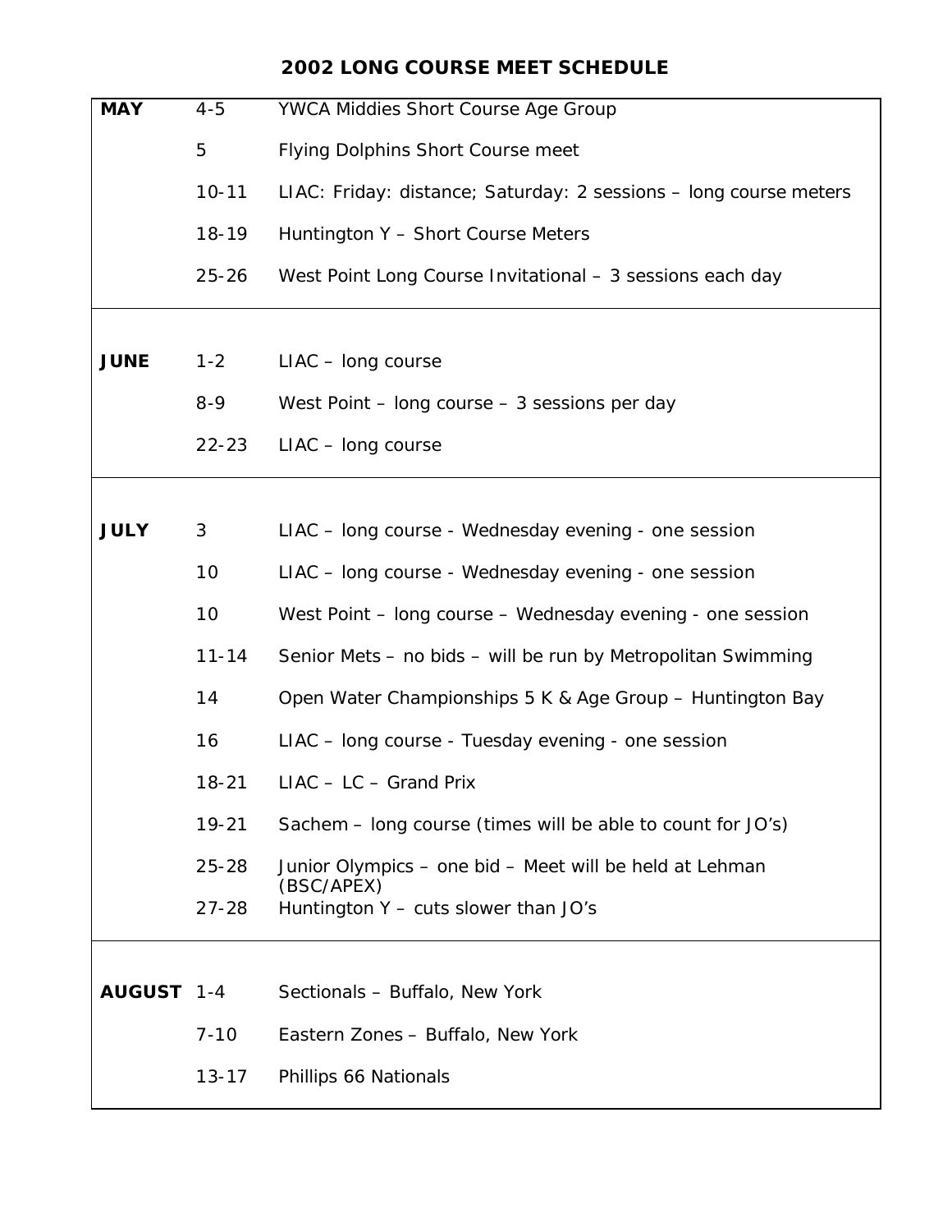# 2002 LONG COURSE MEET SCHEDULE

| | | |
|---|---|---|
| **MAY** | 4-5 | YWCA Middies Short Course Age Group |
| | 5 | Flying Dolphins Short Course meet |
| | 10-11 | LIAC: Friday: distance; Saturday: 2 sessions – long course meters |
| | 18-19 | Huntington Y – Short Course Meters |
| | 25-26 | West Point Long Course Invitational – 3 sessions each day |
| **JUNE** | 1-2 | LIAC – long course |
| | 8-9 | West Point – long course – 3 sessions per day |
| | 22-23 | LIAC – long course |
| **JULY** | 3 | LIAC – long course - Wednesday evening - one session |
| | 10 | LIAC – long course - Wednesday evening - one session |
| | 10 | West Point – long course – Wednesday evening - one session |
| | 11-14 | Senior Mets – no bids – will be run by Metropolitan Swimming |
| | 14 | Open Water Championships 5 K & Age Group – Huntington Bay |
| | 16 | LIAC – long course - Tuesday evening - one session |
| | 18-21 | LIAC – LC – Grand Prix |
| | 19-21 | Sachem – long course (times will be able to count for JO's) |
| | 25-28 | Junior Olympics – one bid – Meet will be held at Lehman (BSC/APEX) |
| | 27-28 | Huntington Y – cuts slower than JO's |
| **AUGUST** | 1-4 | Sectionals – Buffalo, New York |
| | 7-10 | Eastern Zones – Buffalo, New York |
| | 13-17 | Phillips 66 Nationals |